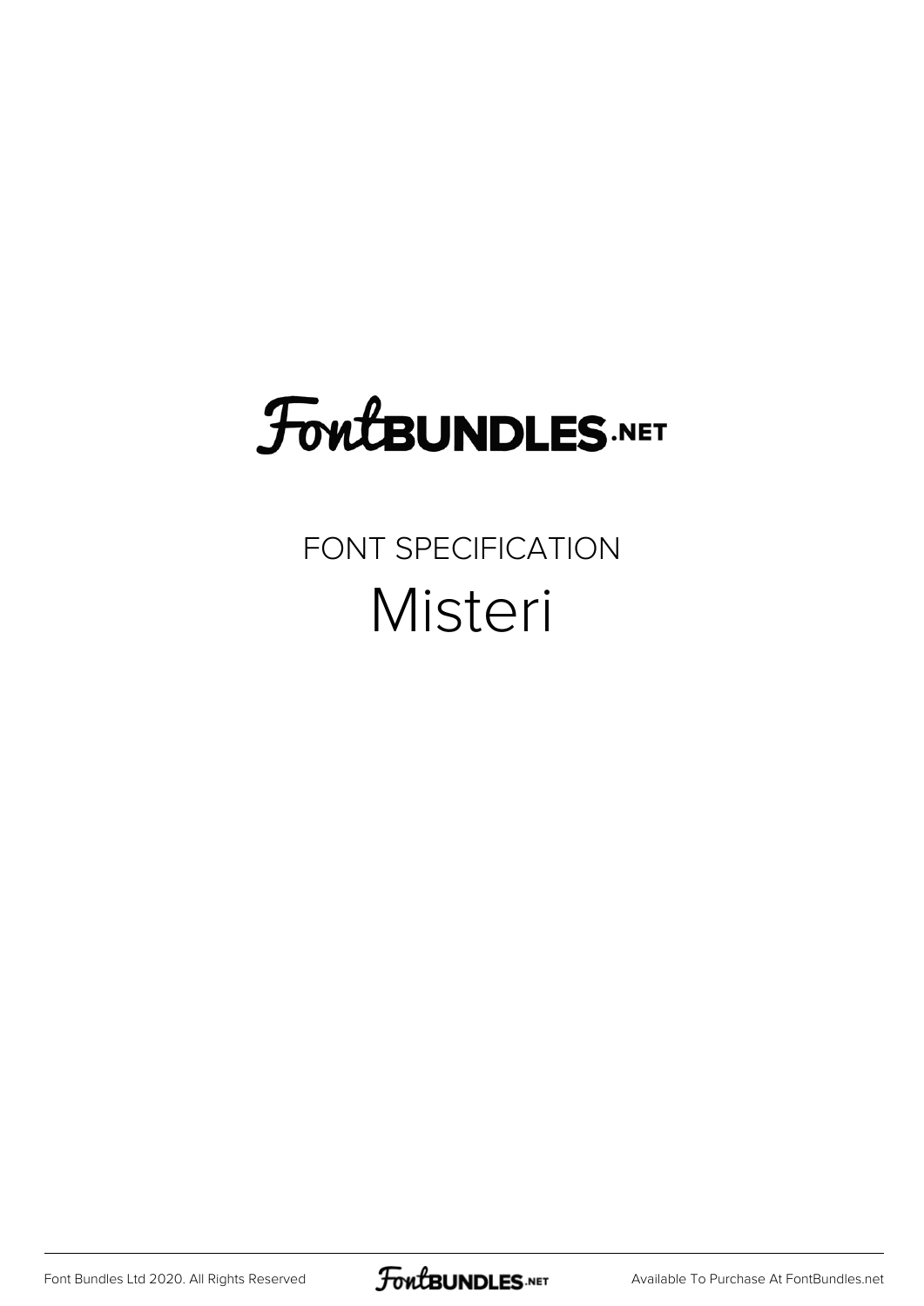# FontBUNDLES.NET

FONT SPECIFICATION

## Misteri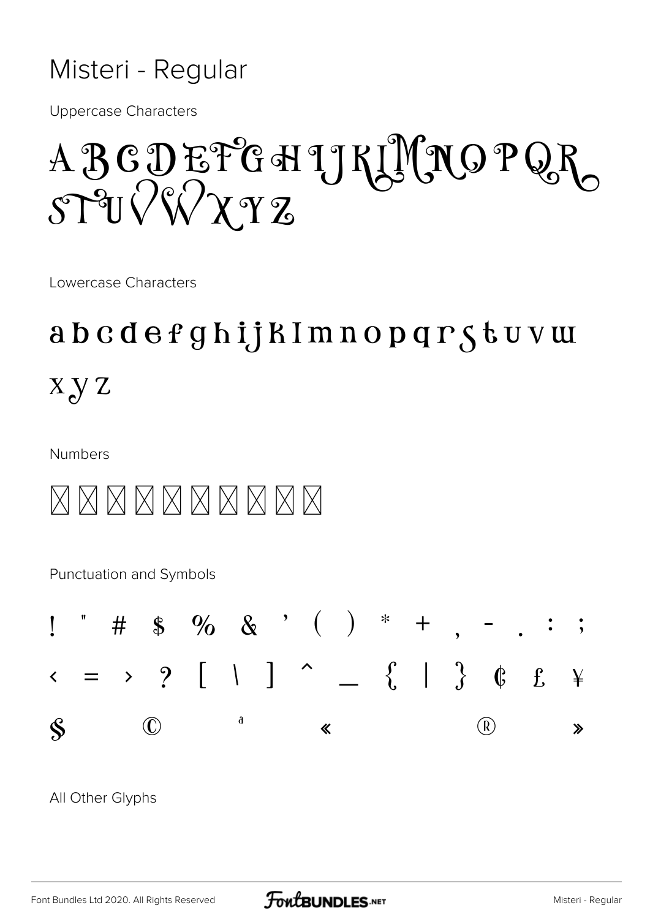# Misteri - Regular

Uppercase Characters

A B C D E F G H I J K L M N O P Q R S T U V W X Y Z

Lowercase Characters

a b c d e f g h i j k l m n o p q r s t u v w x y z

Numbers

☒ ☒ ☒ ☒ ☒ ☒ ☒ ☒ ☒ ☒

Punctuation and Symbols

! " # $ % & ' ( ) * + , - . : ;

< = > ? [ \ ] ^ _ { | } ¢ £ ¥

§ © ª « ® »

All Other Glyphs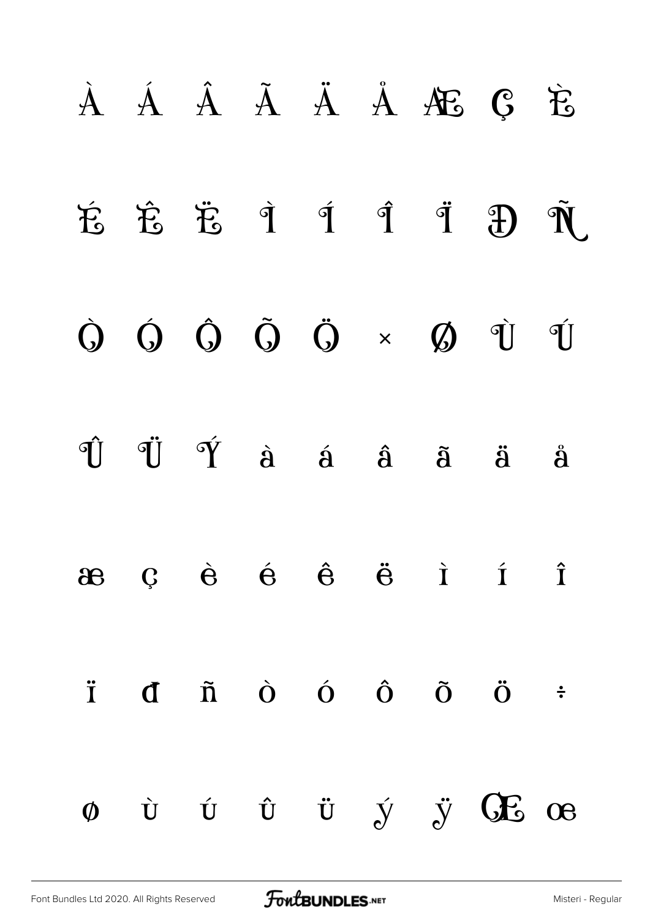À Á Â Ã Ä Å Æ Ç È

É Ê Ë Ì Í Î Ï Đ Ñ

Ò Ó Ô Õ Ö × Ø Ù Ú

Û Ü Ý à á â ã ä å

æ ç è é ê ë ì í î

ï đ ñ ò ó ô õ ö ÷

ø ù ú û ü ý ÿ Œ œ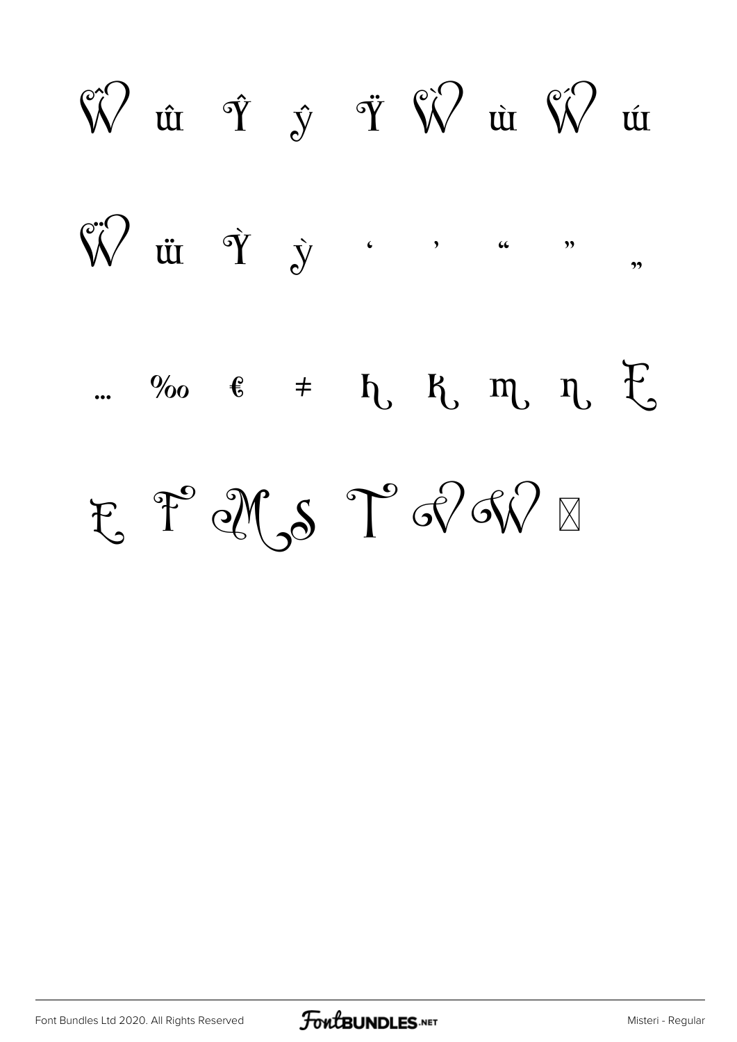Ŵ ŵ Ŷ ŷ Ÿ Ẁ ẁ Ẃ ẃ

Ẅ ẅ Ỳ ỳ ‘ ’ “ ” „

… ‰ € ≠ h k m n E

E F M S T V W ␥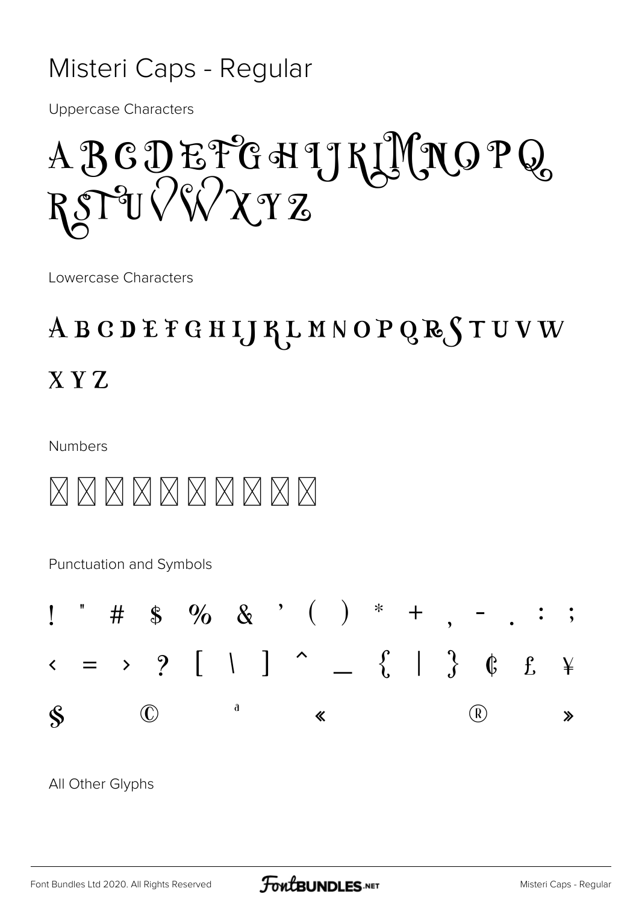# Misteri Caps - Regular

Uppercase Characters

A B C D E F G H I J K L M N O P Q R S T U V W X Y Z

Lowercase Characters

A B C D E F G H I J K L M N O P Q R S T U V W X Y Z

Numbers

☒ ☒ ☒ ☒ ☒ ☒ ☒ ☒ ☒ ☒

Punctuation and Symbols

! " # $ % & ' ( ) * + , - . : ;

< = > ? [ \ ] ^ _ { | } ¢ £ ¥

§ © ª « ® »

All Other Glyphs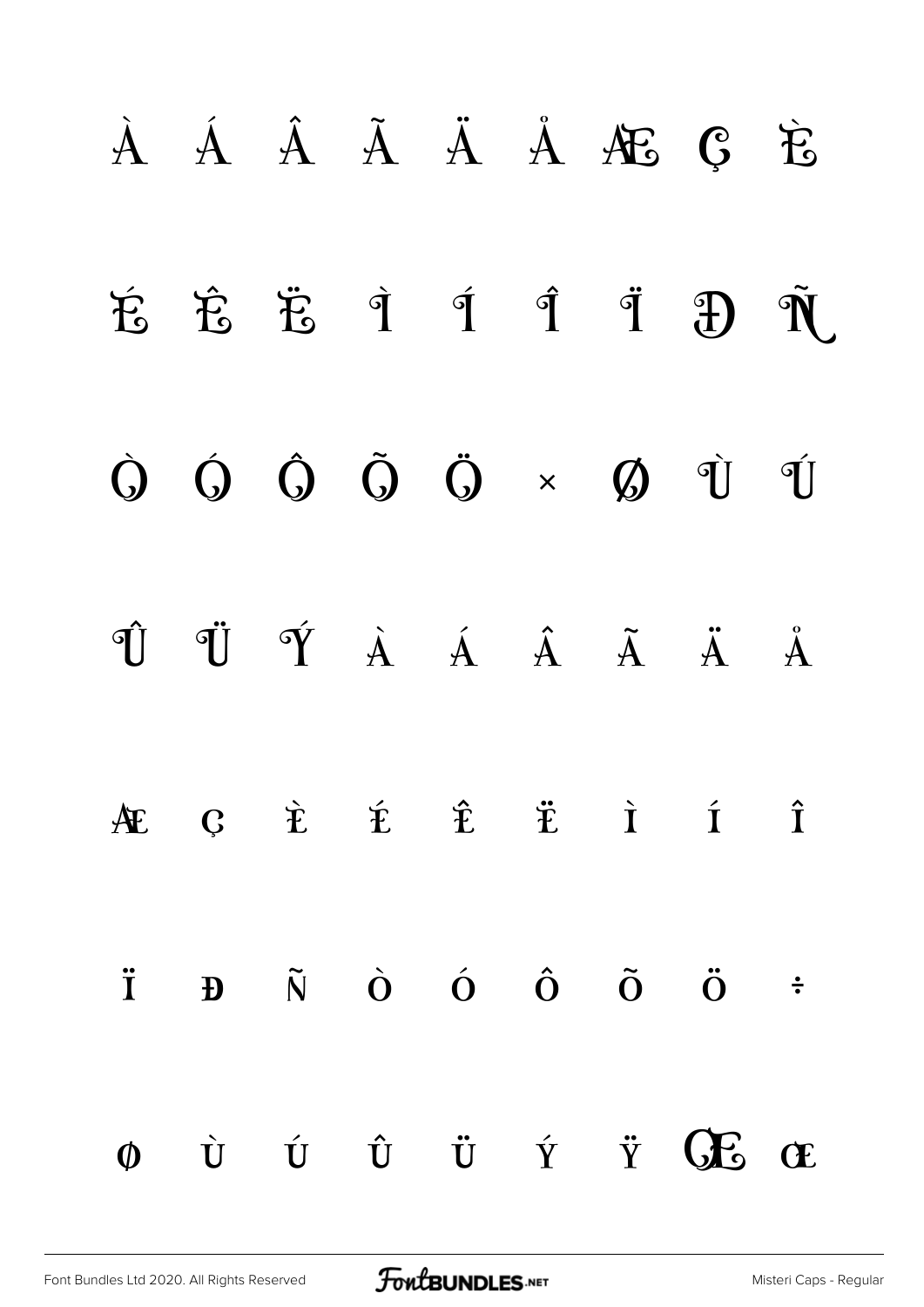À Á Â Ã Ä Å Æ Ç È

É Ê Ë Ì Í Î Ï Ð Ñ

Ò Ó Ô Õ Ö × Ø Ù Ú

Û Ü Ý à á â ã ä å

æ ç è é ê ë ì í î

ï ð ñ ò ó ô õ ö ÷

ø ù ú û ü ý ÿ Œ œ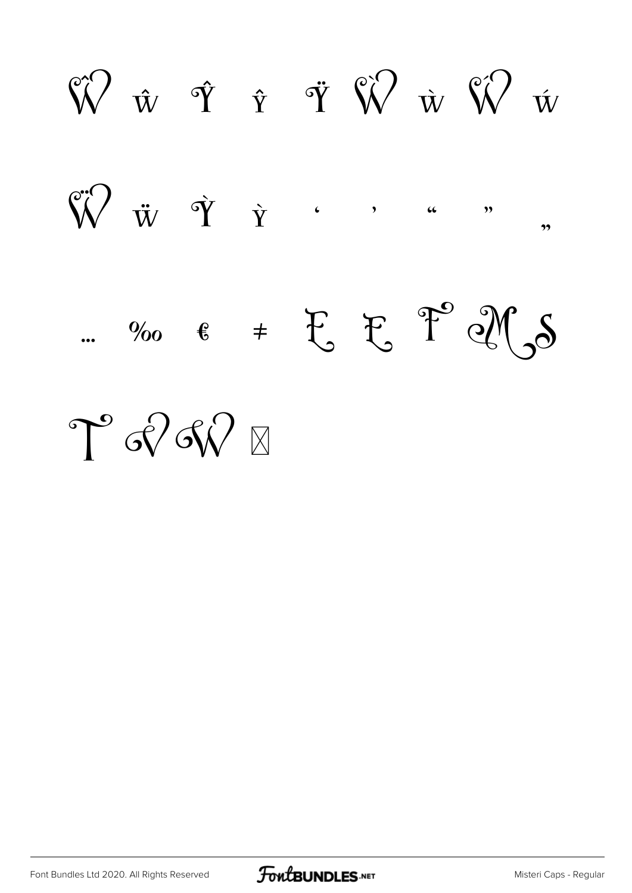Ŵ ŵ Ŷ ŷ Ÿ Ẁ ẁ Ẃ ẃ

Ẅ ẅ Ỳ ỳ ‘ ’ “ ” „

… ‰ € ≠ E E F M S

T V W ⊠